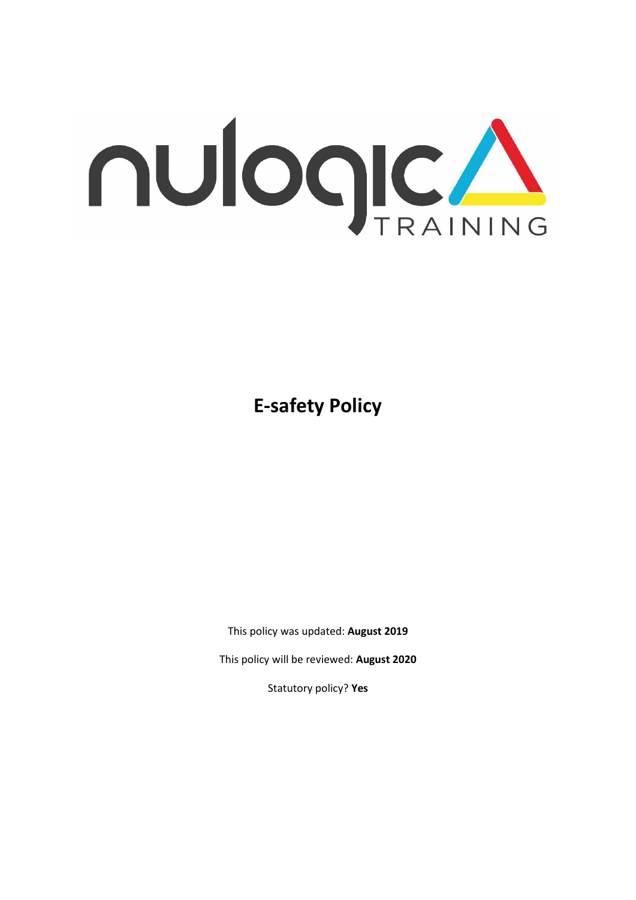nulogic TRAINING

# E-safety Policy

This policy was updated: **August 2019**

This policy will be reviewed: **August 2020**

Statutory policy? **Yes**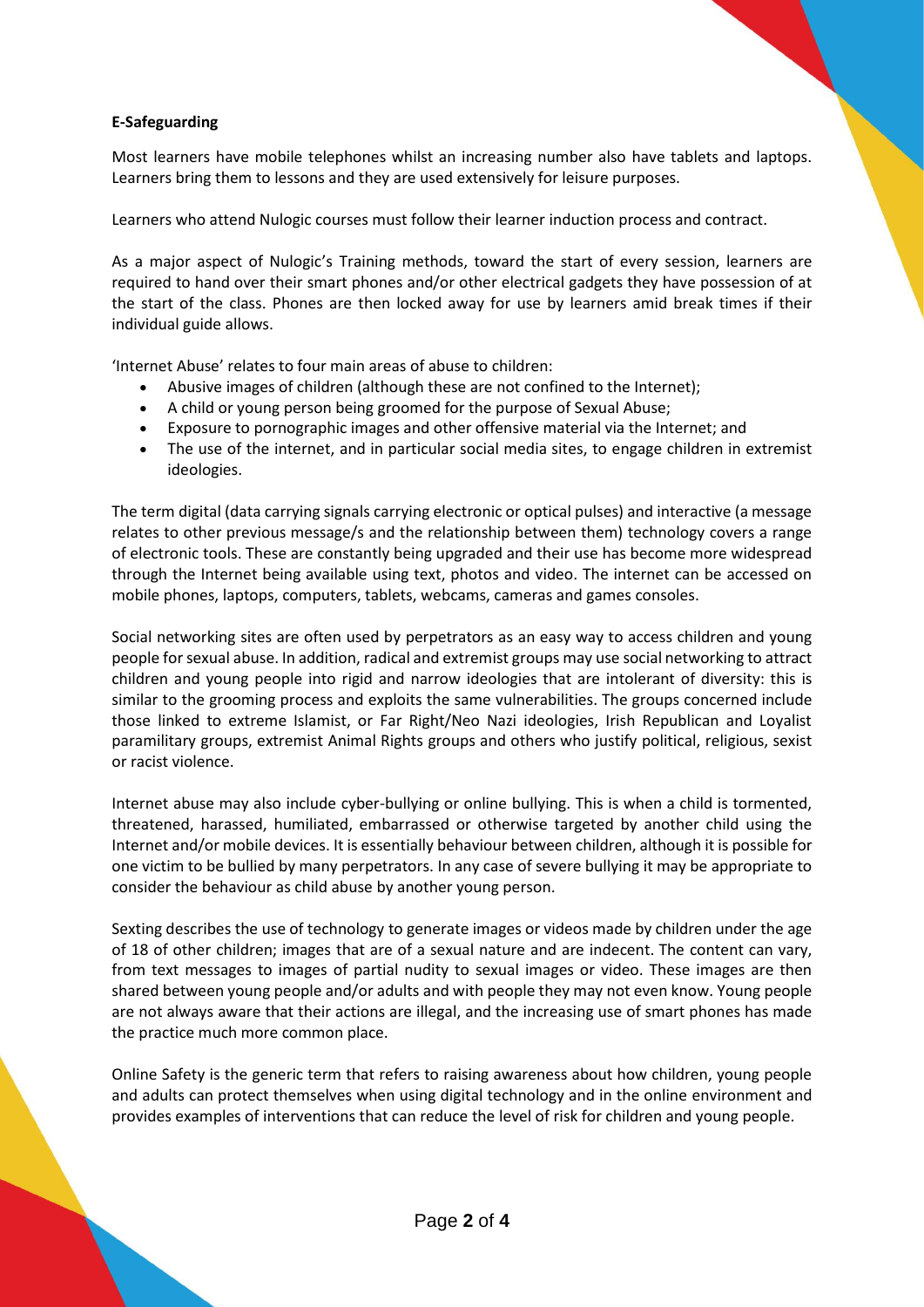**E-Safeguarding**

Most learners have mobile telephones whilst an increasing number also have tablets and laptops. Learners bring them to lessons and they are used extensively for leisure purposes.

Learners who attend Nulogic courses must follow their learner induction process and contract.

As a major aspect of Nulogic's Training methods, toward the start of every session, learners are required to hand over their smart phones and/or other electrical gadgets they have possession of at the start of the class. Phones are then locked away for use by learners amid break times if their individual guide allows.

'Internet Abuse' relates to four main areas of abuse to children:

- Abusive images of children (although these are not confined to the Internet);
- A child or young person being groomed for the purpose of Sexual Abuse;
- Exposure to pornographic images and other offensive material via the Internet; and
- The use of the internet, and in particular social media sites, to engage children in extremist ideologies.

The term digital (data carrying signals carrying electronic or optical pulses) and interactive (a message relates to other previous message/s and the relationship between them) technology covers a range of electronic tools. These are constantly being upgraded and their use has become more widespread through the Internet being available using text, photos and video. The internet can be accessed on mobile phones, laptops, computers, tablets, webcams, cameras and games consoles.

Social networking sites are often used by perpetrators as an easy way to access children and young people for sexual abuse. In addition, radical and extremist groups may use social networking to attract children and young people into rigid and narrow ideologies that are intolerant of diversity: this is similar to the grooming process and exploits the same vulnerabilities. The groups concerned include those linked to extreme Islamist, or Far Right/Neo Nazi ideologies, Irish Republican and Loyalist paramilitary groups, extremist Animal Rights groups and others who justify political, religious, sexist or racist violence.

Internet abuse may also include cyber-bullying or online bullying. This is when a child is tormented, threatened, harassed, humiliated, embarrassed or otherwise targeted by another child using the Internet and/or mobile devices. It is essentially behaviour between children, although it is possible for one victim to be bullied by many perpetrators. In any case of severe bullying it may be appropriate to consider the behaviour as child abuse by another young person.

Sexting describes the use of technology to generate images or videos made by children under the age of 18 of other children; images that are of a sexual nature and are indecent. The content can vary, from text messages to images of partial nudity to sexual images or video. These images are then shared between young people and/or adults and with people they may not even know. Young people are not always aware that their actions are illegal, and the increasing use of smart phones has made the practice much more common place.

Online Safety is the generic term that refers to raising awareness about how children, young people and adults can protect themselves when using digital technology and in the online environment and provides examples of interventions that can reduce the level of risk for children and young people.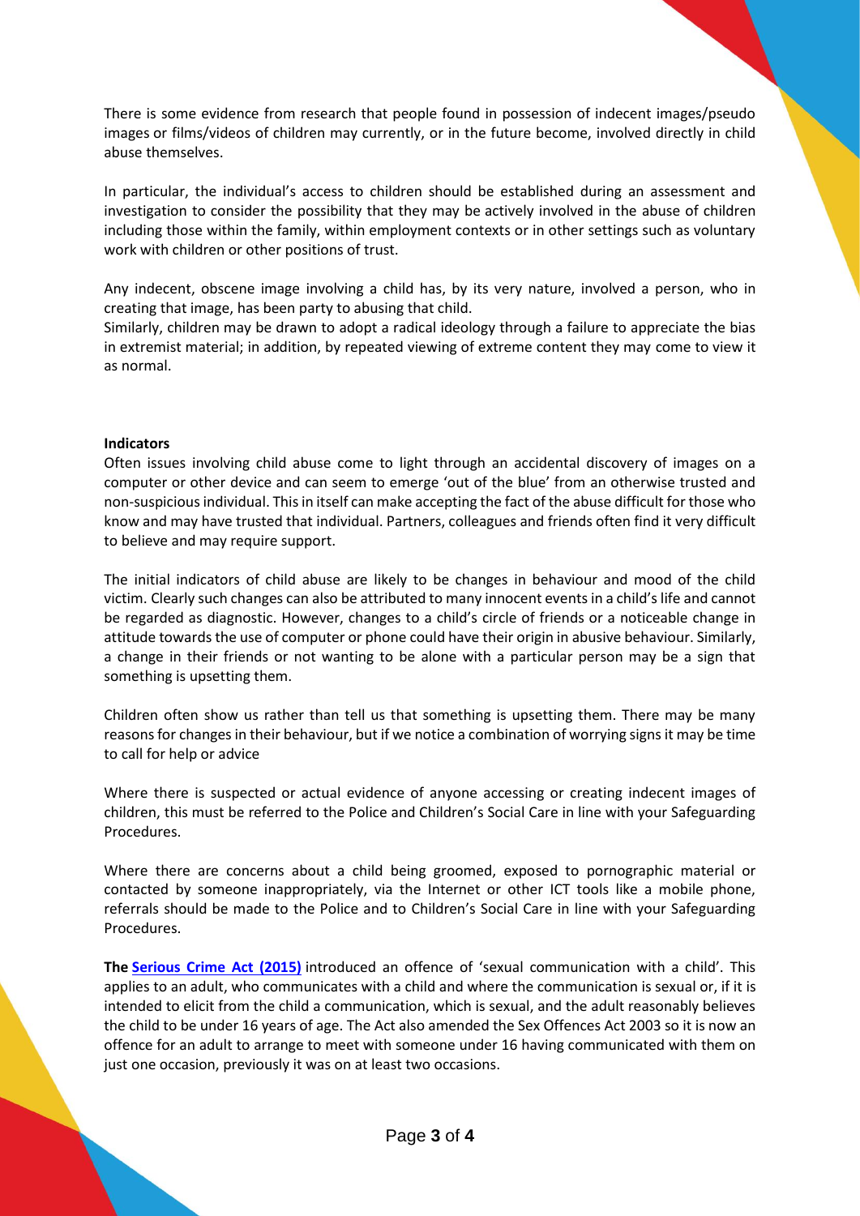There is some evidence from research that people found in possession of indecent images/pseudo images or films/videos of children may currently, or in the future become, involved directly in child abuse themselves.

In particular, the individual's access to children should be established during an assessment and investigation to consider the possibility that they may be actively involved in the abuse of children including those within the family, within employment contexts or in other settings such as voluntary work with children or other positions of trust.

Any indecent, obscene image involving a child has, by its very nature, involved a person, who in creating that image, has been party to abusing that child.
Similarly, children may be drawn to adopt a radical ideology through a failure to appreciate the bias in extremist material; in addition, by repeated viewing of extreme content they may come to view it as normal.

**Indicators**

Often issues involving child abuse come to light through an accidental discovery of images on a computer or other device and can seem to emerge 'out of the blue' from an otherwise trusted and non-suspicious individual. This in itself can make accepting the fact of the abuse difficult for those who know and may have trusted that individual. Partners, colleagues and friends often find it very difficult to believe and may require support.

The initial indicators of child abuse are likely to be changes in behaviour and mood of the child victim. Clearly such changes can also be attributed to many innocent events in a child's life and cannot be regarded as diagnostic. However, changes to a child's circle of friends or a noticeable change in attitude towards the use of computer or phone could have their origin in abusive behaviour. Similarly, a change in their friends or not wanting to be alone with a particular person may be a sign that something is upsetting them.

Children often show us rather than tell us that something is upsetting them. There may be many reasons for changes in their behaviour, but if we notice a combination of worrying signs it may be time to call for help or advice

Where there is suspected or actual evidence of anyone accessing or creating indecent images of children, this must be referred to the Police and Children's Social Care in line with your Safeguarding Procedures.

Where there are concerns about a child being groomed, exposed to pornographic material or contacted by someone inappropriately, via the Internet or other ICT tools like a mobile phone, referrals should be made to the Police and to Children's Social Care in line with your Safeguarding Procedures.

**The Serious Crime Act (2015)** introduced an offence of 'sexual communication with a child'. This applies to an adult, who communicates with a child and where the communication is sexual or, if it is intended to elicit from the child a communication, which is sexual, and the adult reasonably believes the child to be under 16 years of age. The Act also amended the Sex Offences Act 2003 so it is now an offence for an adult to arrange to meet with someone under 16 having communicated with them on just one occasion, previously it was on at least two occasions.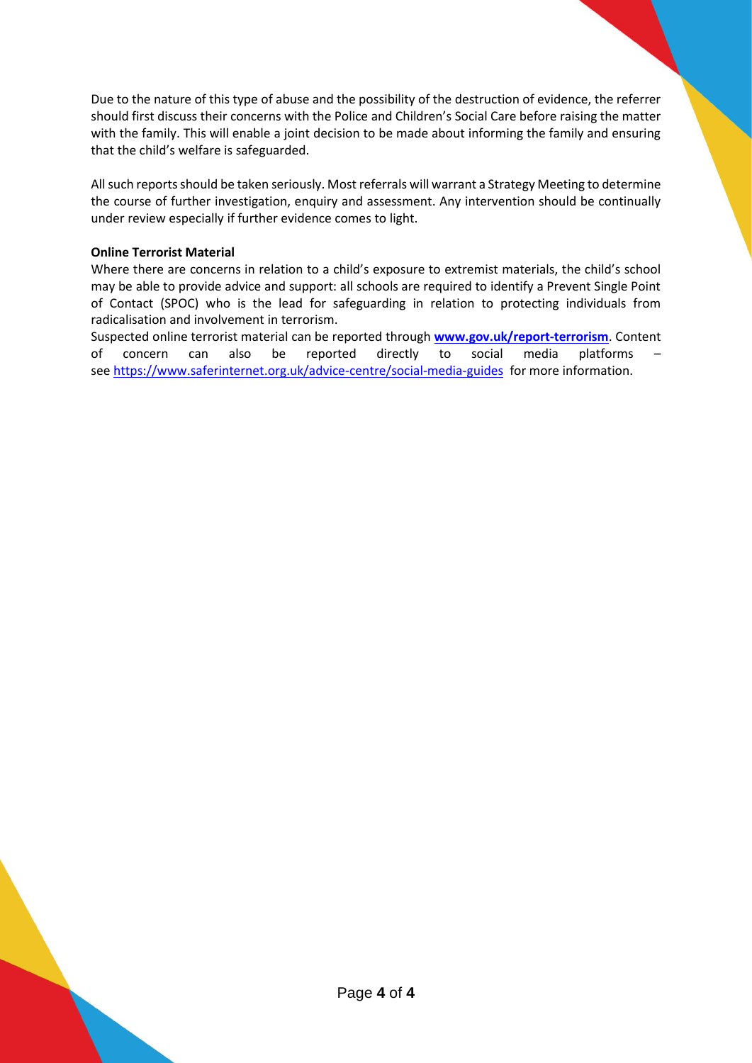Due to the nature of this type of abuse and the possibility of the destruction of evidence, the referrer should first discuss their concerns with the Police and Children's Social Care before raising the matter with the family. This will enable a joint decision to be made about informing the family and ensuring that the child's welfare is safeguarded.

All such reports should be taken seriously. Most referrals will warrant a Strategy Meeting to determine the course of further investigation, enquiry and assessment. Any intervention should be continually under review especially if further evidence comes to light.

**Online Terrorist Material**

Where there are concerns in relation to a child's exposure to extremist materials, the child's school may be able to provide advice and support: all schools are required to identify a Prevent Single Point of Contact (SPOC) who is the lead for safeguarding in relation to protecting individuals from radicalisation and involvement in terrorism.

Suspected online terrorist material can be reported through **www.gov.uk/report-terrorism**. Content of concern can also be reported directly to social media platforms – see https://www.saferinternet.org.uk/advice-centre/social-media-guides for more information.